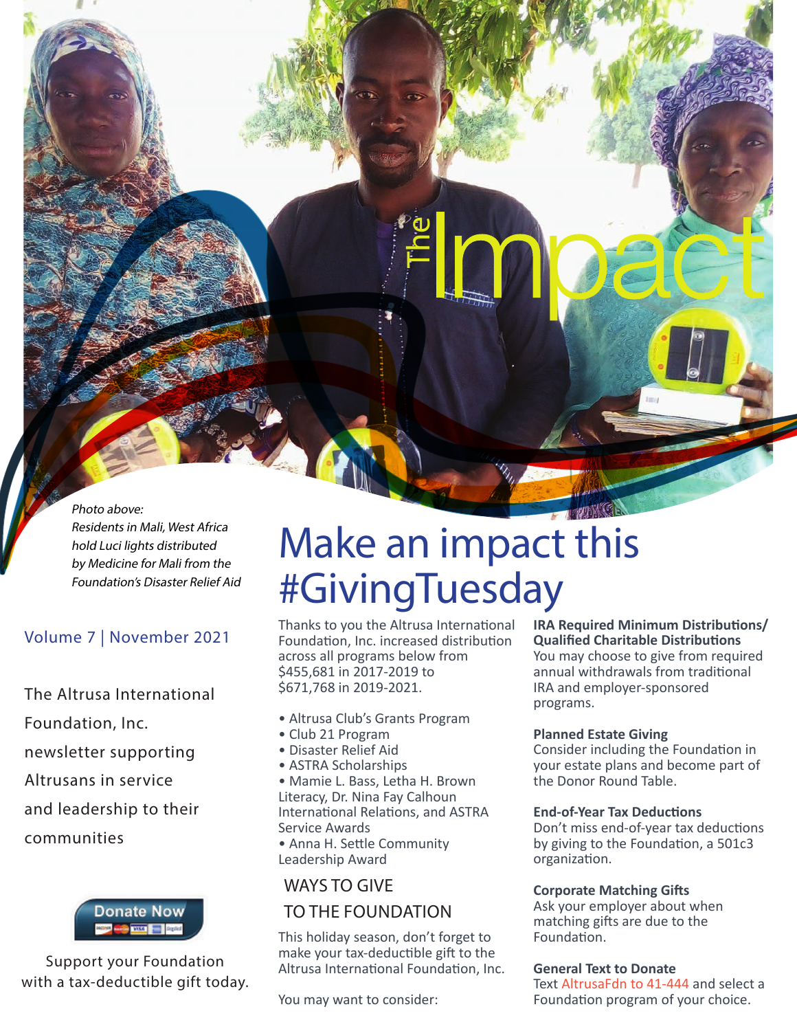# The Impact

*Photo above: Residents in Mali, West Africa hold Luci lights distributed by Medicine for Mali from the Foundation's Disaster Relief Aid*

Volume 7 | November 2021

The Altrusa International Foundation, Inc. newsletter supporting Altrusans in service and leadership to their communities

Donate Now

Support your Foundation with a tax-deductible gift today.

## Make an impact this #GivingTuesday

Thanks to you the Altrusa International Foundation, Inc. increased distribution across all programs below from $455,681 in 2017-2019 to $671,768 in 2019-2021.

- Altrusa Club's Grants Program
- Club 21 Program
- Disaster Relief Aid
- ASTRA Scholarships
- Mamie L. Bass, Letha H. Brown Literacy, Dr. Nina Fay Calhoun International Relations, and ASTRA Service Awards
- Anna H. Settle Community Leadership Award

### WAYS TO GIVE TO THE FOUNDATION

This holiday season, don't forget to make your tax-deductible gift to the Altrusa International Foundation, Inc.

You may want to consider:

**IRA Required Minimum Distributions/ Qualified Charitable Distributions**
You may choose to give from required annual withdrawals from traditional IRA and employer-sponsored programs.

**Planned Estate Giving**
Consider including the Foundation in your estate plans and become part of the Donor Round Table.

**End-of-Year Tax Deductions**
Don't miss end-of-year tax deductions by giving to the Foundation, a 501c3 organization.

**Corporate Matching Gifts**
Ask your employer about when matching gifts are due to the Foundation.

**General Text to Donate**
Text AltrusaFdn to 41-444 and select a Foundation program of your choice.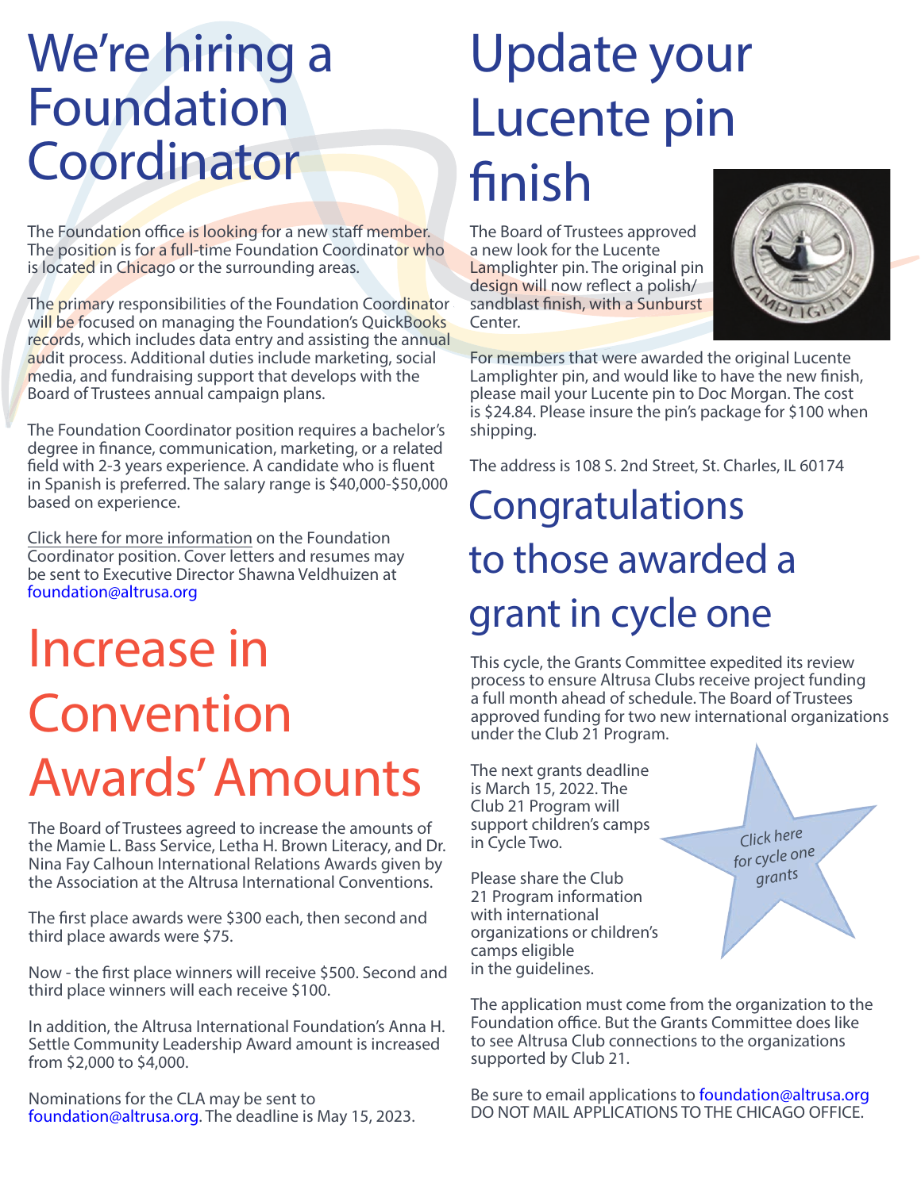# We're hiring a Foundation Coordinator

The Foundation office is looking for a new staff member. The position is for a full-time Foundation Coordinator who is located in Chicago or the surrounding areas.

The primary responsibilities of the Foundation Coordinator will be focused on managing the Foundation's QuickBooks records, which includes data entry and assisting the annual audit process. Additional duties include marketing, social media, and fundraising support that develops with the Board of Trustees annual campaign plans.

The Foundation Coordinator position requires a bachelor's degree in finance, communication, marketing, or a related field with 2-3 years experience. A candidate who is fluent in Spanish is preferred. The salary range is $40,000-$50,000 based on experience.

Click here for more information on the Foundation Coordinator position. Cover letters and resumes may be sent to Executive Director Shawna Veldhuizen at foundation@altrusa.org

# Increase in Convention Awards' Amounts

The Board of Trustees agreed to increase the amounts of the Mamie L. Bass Service, Letha H. Brown Literacy, and Dr. Nina Fay Calhoun International Relations Awards given by the Association at the Altrusa International Conventions.

The first place awards were $300 each, then second and third place awards were $75.

Now - the first place winners will receive $500. Second and third place winners will each receive $100.

In addition, the Altrusa International Foundation's Anna H. Settle Community Leadership Award amount is increased from $2,000 to $4,000.

Nominations for the CLA may be sent to foundation@altrusa.org. The deadline is May 15, 2023.

# Update your Lucente pin finish

The Board of Trustees approved a new look for the Lucente Lamplighter pin. The original pin design will now reflect a polish/sandblast finish, with a Sunburst Center.

For members that were awarded the original Lucente Lamplighter pin, and would like to have the new finish, please mail your Lucente pin to Doc Morgan. The cost is $24.84. Please insure the pin's package for $100 when shipping.

The address is 108 S. 2nd Street, St. Charles, IL 60174

# Congratulations to those awarded a grant in cycle one

This cycle, the Grants Committee expedited its review process to ensure Altrusa Clubs receive project funding a full month ahead of schedule. The Board of Trustees approved funding for two new international organizations under the Club 21 Program.

The next grants deadline is March 15, 2022. The Club 21 Program will support children's camps in Cycle Two.

*Click here for cycle one grants*

Please share the Club 21 Program information with international organizations or children's camps eligible in the guidelines.

The application must come from the organization to the Foundation office. But the Grants Committee does like to see Altrusa Club connections to the organizations supported by Club 21.

Be sure to email applications to foundation@altrusa.org DO NOT MAIL APPLICATIONS TO THE CHICAGO OFFICE.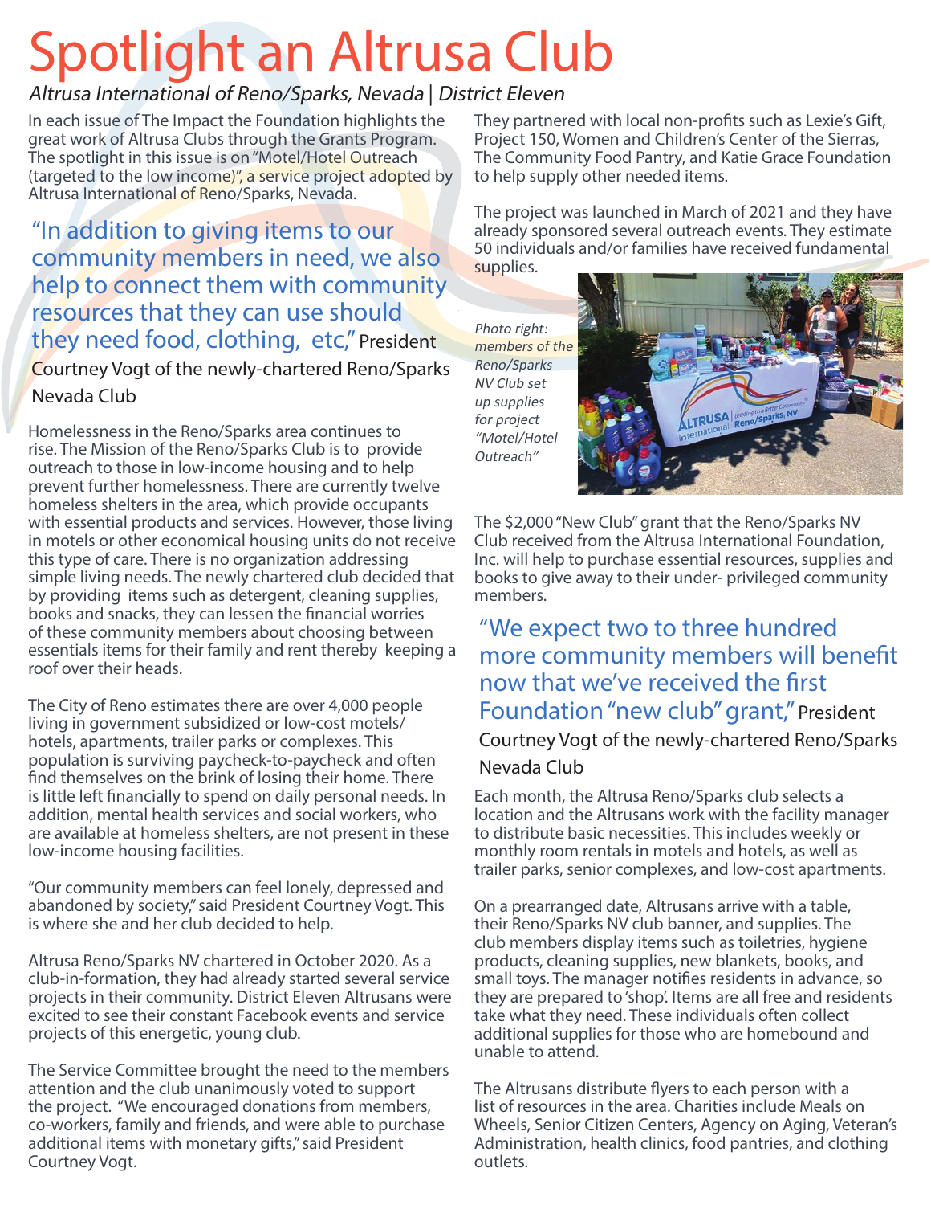# Spotlight an Altrusa Club

*Altrusa International of Reno/Sparks, Nevada | District Eleven*

In each issue of The Impact the Foundation highlights the great work of Altrusa Clubs through the Grants Program. The spotlight in this issue is on "Motel/Hotel Outreach (targeted to the low income)", a service project adopted by Altrusa International of Reno/Sparks, Nevada.

> "In addition to giving items to our community members in need, we also help to connect them with community resources that they can use should they need food, clothing, etc," President Courtney Vogt of the newly-chartered Reno/Sparks Nevada Club

Homelessness in the Reno/Sparks area continues to rise. The Mission of the Reno/Sparks Club is to provide outreach to those in low-income housing and to help prevent further homelessness. There are currently twelve homeless shelters in the area, which provide occupants with essential products and services. However, those living in motels or other economical housing units do not receive this type of care. There is no organization addressing simple living needs. The newly chartered club decided that by providing items such as detergent, cleaning supplies, books and snacks, they can lessen the financial worries of these community members about choosing between essentials items for their family and rent thereby keeping a roof over their heads.

The City of Reno estimates there are over 4,000 people living in government subsidized or low-cost motels/hotels, apartments, trailer parks or complexes. This population is surviving paycheck-to-paycheck and often find themselves on the brink of losing their home. There is little left financially to spend on daily personal needs. In addition, mental health services and social workers, who are available at homeless shelters, are not present in these low-income housing facilities.

"Our community members can feel lonely, depressed and abandoned by society," said President Courtney Vogt. This is where she and her club decided to help.

Altrusa Reno/Sparks NV chartered in October 2020. As a club-in-formation, they had already started several service projects in their community. District Eleven Altrusans were excited to see their constant Facebook events and service projects of this energetic, young club.

The Service Committee brought the need to the members attention and the club unanimously voted to support the project. "We encouraged donations from members, co-workers, family and friends, and were able to purchase additional items with monetary gifts," said President Courtney Vogt.

They partnered with local non-profits such as Lexie's Gift, Project 150, Women and Children's Center of the Sierras, The Community Food Pantry, and Katie Grace Foundation to help supply other needed items.

The project was launched in March of 2021 and they have already sponsored several outreach events. They estimate 50 individuals and/or families have received fundamental supplies.

*Photo right: members of the Reno/Sparks NV Club set up supplies for project "Motel/Hotel Outreach"*

The $2,000 "New Club" grant that the Reno/Sparks NV Club received from the Altrusa International Foundation, Inc. will help to purchase essential resources, supplies and books to give away to their under- privileged community members.

> "We expect two to three hundred more community members will benefit now that we've received the first Foundation "new club" grant," President Courtney Vogt of the newly-chartered Reno/Sparks Nevada Club

Each month, the Altrusa Reno/Sparks club selects a location and the Altrusans work with the facility manager to distribute basic necessities. This includes weekly or monthly room rentals in motels and hotels, as well as trailer parks, senior complexes, and low-cost apartments.

On a prearranged date, Altrusans arrive with a table, their Reno/Sparks NV club banner, and supplies. The club members display items such as toiletries, hygiene products, cleaning supplies, new blankets, books, and small toys. The manager notifies residents in advance, so they are prepared to 'shop'. Items are all free and residents take what they need. These individuals often collect additional supplies for those who are homebound and unable to attend.

The Altrusans distribute flyers to each person with a list of resources in the area. Charities include Meals on Wheels, Senior Citizen Centers, Agency on Aging, Veteran's Administration, health clinics, food pantries, and clothing outlets.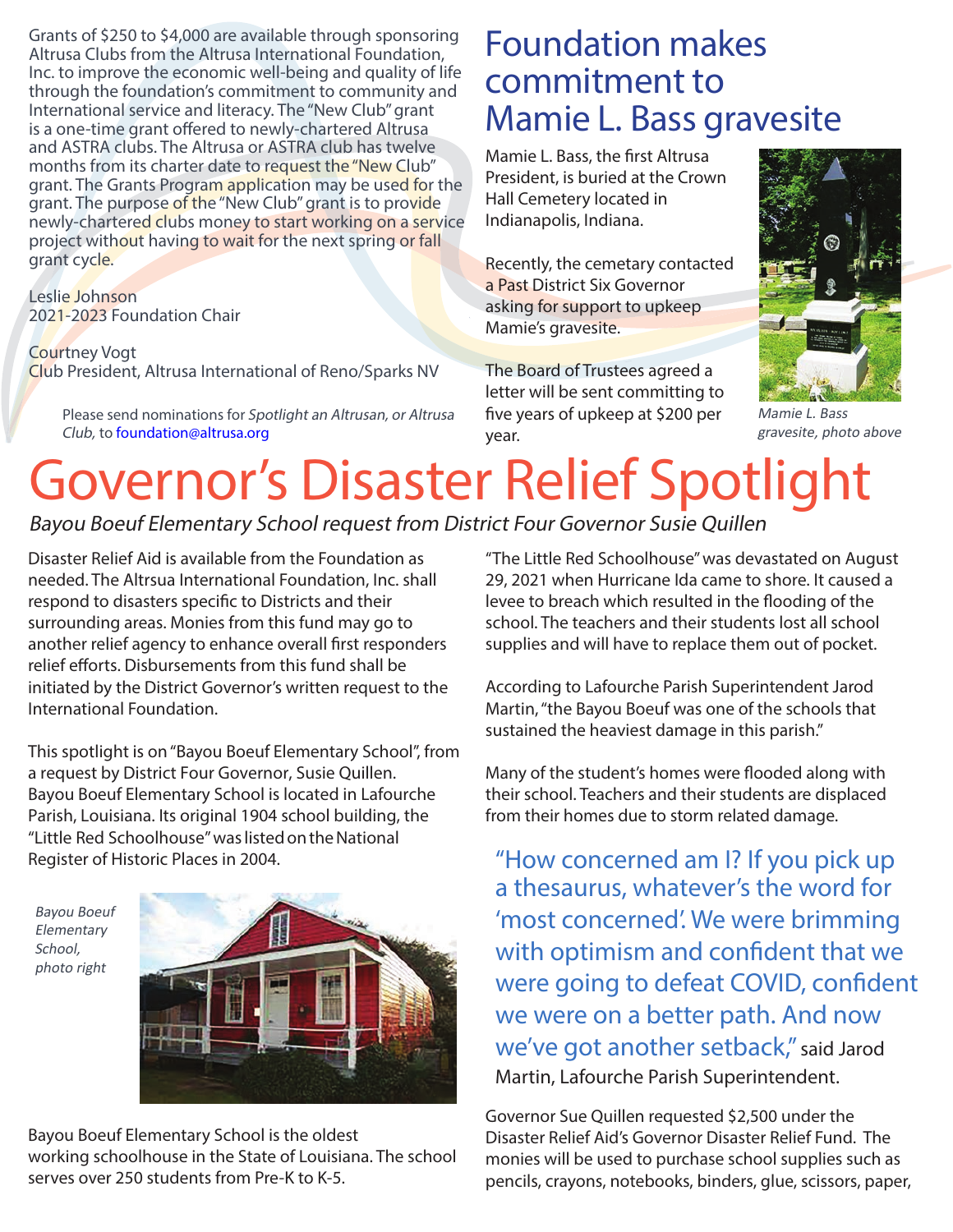Grants of $250 to $4,000 are available through sponsoring Altrusa Clubs from the Altrusa International Foundation, Inc. to improve the economic well-being and quality of life through the foundation's commitment to community and International service and literacy. The "New Club" grant is a one-time grant offered to newly-chartered Altrusa and ASTRA clubs. The Altrusa or ASTRA club has twelve months from its charter date to request the "New Club" grant. The Grants Program application may be used for the grant. The purpose of the "New Club" grant is to provide newly-chartered clubs money to start working on a service project without having to wait for the next spring or fall grant cycle.

Leslie Johnson
2021-2023 Foundation Chair

Courtney Vogt
Club President, Altrusa International of Reno/Sparks NV

Please send nominations for *Spotlight an Altrusan, or Altrusa Club,* to foundation@altrusa.org

## Foundation makes commitment to Mamie L. Bass gravesite

Mamie L. Bass, the first Altrusa President, is buried at the Crown Hall Cemetery located in Indianapolis, Indiana.

Recently, the cemetary contacted a Past District Six Governor asking for support to upkeep Mamie's gravesite.

The Board of Trustees agreed a letter will be sent committing to five years of upkeep at $200 per year.

*Mamie L. Bass gravesite, photo above*

# Governor's Disaster Relief Spotlight

*Bayou Boeuf Elementary School request from District Four Governor Susie Quillen*

Disaster Relief Aid is available from the Foundation as needed. The Altrusa International Foundation, Inc. shall respond to disasters specific to Districts and their surrounding areas. Monies from this fund may go to another relief agency to enhance overall first responders relief efforts. Disbursements from this fund shall be initiated by the District Governor's written request to the International Foundation.

This spotlight is on "Bayou Boeuf Elementary School", from a request by District Four Governor, Susie Quillen. Bayou Boeuf Elementary School is located in Lafourche Parish, Louisiana. Its original 1904 school building, the "Little Red Schoolhouse" was listed on the National Register of Historic Places in 2004.

*Bayou Boeuf Elementary School, photo right*

Bayou Boeuf Elementary School is the oldest working schoolhouse in the State of Louisiana. The school serves over 250 students from Pre-K to K-5.

"The Little Red Schoolhouse" was devastated on August 29, 2021 when Hurricane Ida came to shore. It caused a levee to breach which resulted in the flooding of the school. The teachers and their students lost all school supplies and will have to replace them out of pocket.

According to Lafourche Parish Superintendent Jarod Martin, "the Bayou Boeuf was one of the schools that sustained the heaviest damage in this parish."

Many of the student's homes were flooded along with their school. Teachers and their students are displaced from their homes due to storm related damage.

"How concerned am I? If you pick up a thesaurus, whatever's the word for 'most concerned'. We were brimming with optimism and confident that we were going to defeat COVID, confident we were on a better path. And now we've got another setback," said Jarod Martin, Lafourche Parish Superintendent.

Governor Sue Quillen requested $2,500 under the Disaster Relief Aid's Governor Disaster Relief Fund. The monies will be used to purchase school supplies such as pencils, crayons, notebooks, binders, glue, scissors, paper,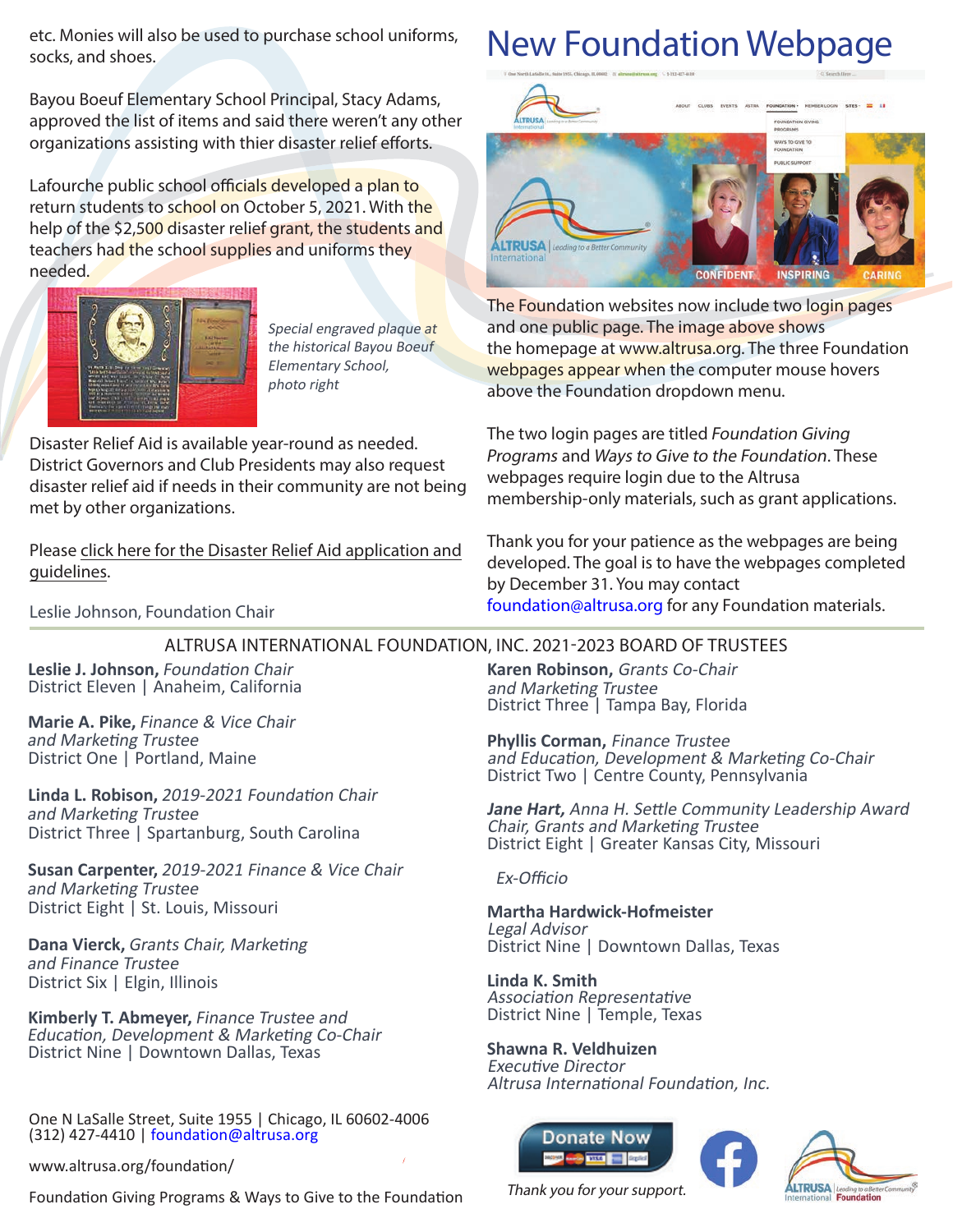etc. Monies will also be used to purchase school uniforms, socks, and shoes.

Bayou Boeuf Elementary School Principal, Stacy Adams, approved the list of items and said there weren't any other organizations assisting with thier disaster relief efforts.

Lafourche public school officials developed a plan to return students to school on October 5, 2021. With the help of the $2,500 disaster relief grant, the students and teachers had the school supplies and uniforms they needed.

*Special engraved plaque at the historical Bayou Boeuf Elementary School, photo right*

Disaster Relief Aid is available year-round as needed. District Governors and Club Presidents may also request disaster relief aid if needs in their community are not being met by other organizations.

Please click here for the Disaster Relief Aid application and guidelines.

Leslie Johnson, Foundation Chair

# New Foundation Webpage

The Foundation websites now include two login pages and one public page. The image above shows the homepage at www.altrusa.org. The three Foundation webpages appear when the computer mouse hovers above the Foundation dropdown menu.

The two login pages are titled *Foundation Giving Programs* and *Ways to Give to the Foundation*. These webpages require login due to the Altrusa membership-only materials, such as grant applications.

Thank you for your patience as the webpages are being developed. The goal is to have the webpages completed by December 31. You may contact foundation@altrusa.org for any Foundation materials.

## ALTRUSA INTERNATIONAL FOUNDATION, INC. 2021-2023 BOARD OF TRUSTEES

**Leslie J. Johnson,** *Foundation Chair*
District Eleven | Anaheim, California

**Marie A. Pike,** *Finance & Vice Chair and Marketing Trustee*
District One | Portland, Maine

**Linda L. Robison,** *2019-2021 Foundation Chair and Marketing Trustee*
District Three | Spartanburg, South Carolina

**Susan Carpenter,** *2019-2021 Finance & Vice Chair and Marketing Trustee*
District Eight | St. Louis, Missouri

**Dana Vierck,** *Grants Chair, Marketing and Finance Trustee*
District Six | Elgin, Illinois

**Kimberly T. Abmeyer,** *Finance Trustee and Education, Development & Marketing Co-Chair*
District Nine | Downtown Dallas, Texas

**Karen Robinson,** *Grants Co-Chair and Marketing Trustee*
District Three | Tampa Bay, Florida

**Phyllis Corman,** *Finance Trustee and Education, Development & Marketing Co-Chair*
District Two | Centre County, Pennsylvania

***Jane Hart,*** *Anna H. Settle Community Leadership Award Chair, Grants and Marketing Trustee*
District Eight | Greater Kansas City, Missouri

*Ex-Officio*

**Martha Hardwick-Hofmeister**
*Legal Advisor*
District Nine | Downtown Dallas, Texas

**Linda K. Smith**
*Association Representative*
District Nine | Temple, Texas

**Shawna R. Veldhuizen**
*Executive Director*
*Altrusa International Foundation, Inc.*

One N LaSalle Street, Suite 1955 | Chicago, IL 60602-4006
(312) 427-4410 | foundation@altrusa.org

www.altrusa.org/foundation/

Foundation Giving Programs & Ways to Give to the Foundation

*Thank you for your support.*